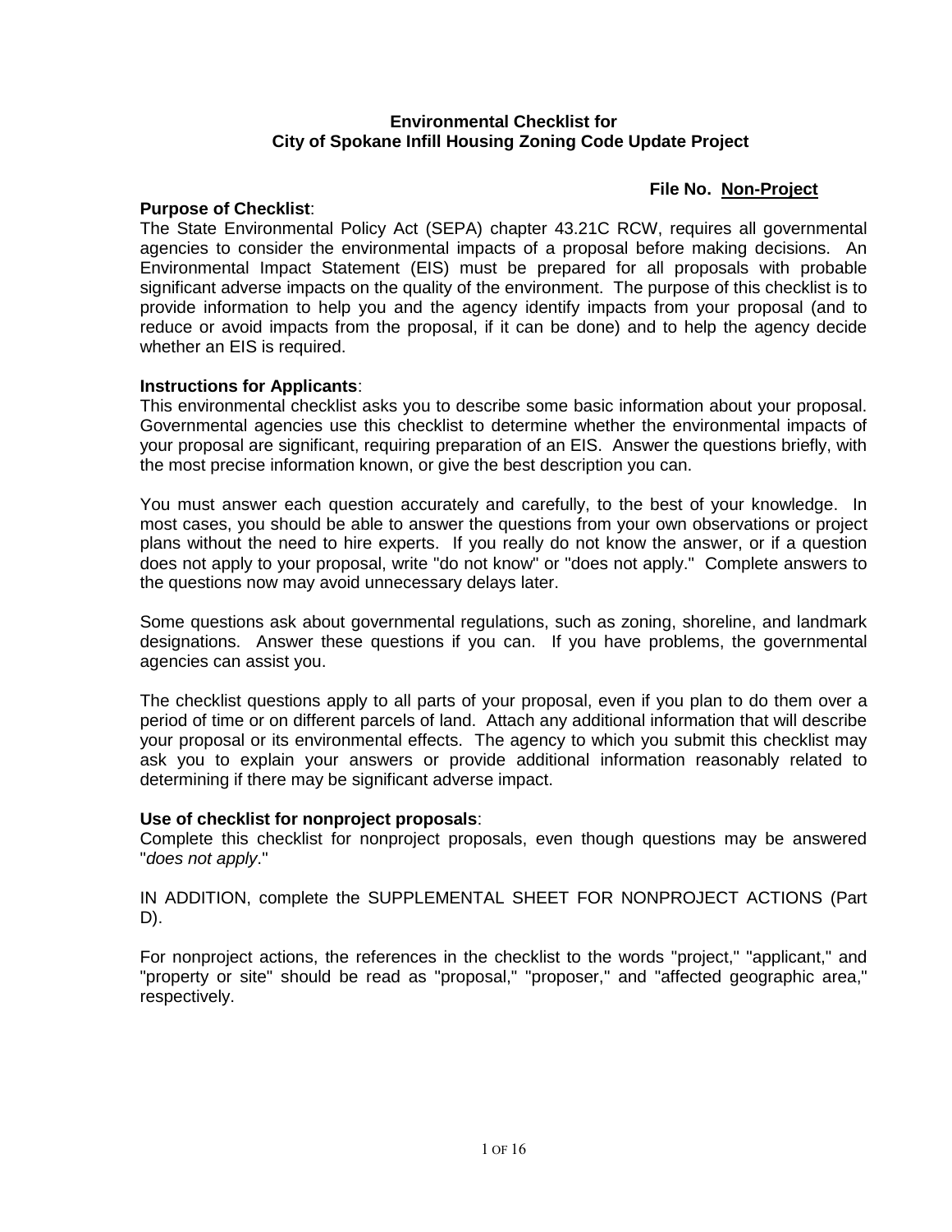# Environmental Checklist for City of Spokane Infill Housing Zoning Code Update Project

**File No. Non-Project**

**Purpose of Checklist**:

The State Environmental Policy Act (SEPA) chapter 43.21C RCW, requires all governmental agencies to consider the environmental impacts of a proposal before making decisions. An Environmental Impact Statement (EIS) must be prepared for all proposals with probable significant adverse impacts on the quality of the environment. The purpose of this checklist is to provide information to help you and the agency identify impacts from your proposal (and to reduce or avoid impacts from the proposal, if it can be done) and to help the agency decide whether an EIS is required.

**Instructions for Applicants**:

This environmental checklist asks you to describe some basic information about your proposal. Governmental agencies use this checklist to determine whether the environmental impacts of your proposal are significant, requiring preparation of an EIS. Answer the questions briefly, with the most precise information known, or give the best description you can.

You must answer each question accurately and carefully, to the best of your knowledge. In most cases, you should be able to answer the questions from your own observations or project plans without the need to hire experts. If you really do not know the answer, or if a question does not apply to your proposal, write "do not know" or "does not apply." Complete answers to the questions now may avoid unnecessary delays later.

Some questions ask about governmental regulations, such as zoning, shoreline, and landmark designations. Answer these questions if you can. If you have problems, the governmental agencies can assist you.

The checklist questions apply to all parts of your proposal, even if you plan to do them over a period of time or on different parcels of land. Attach any additional information that will describe your proposal or its environmental effects. The agency to which you submit this checklist may ask you to explain your answers or provide additional information reasonably related to determining if there may be significant adverse impact.

**Use of checklist for nonproject proposals**:

Complete this checklist for nonproject proposals, even though questions may be answered "*does not apply*."

IN ADDITION, complete the SUPPLEMENTAL SHEET FOR NONPROJECT ACTIONS (Part D).

For nonproject actions, the references in the checklist to the words "project," "applicant," and "property or site" should be read as "proposal," "proposer," and "affected geographic area," respectively.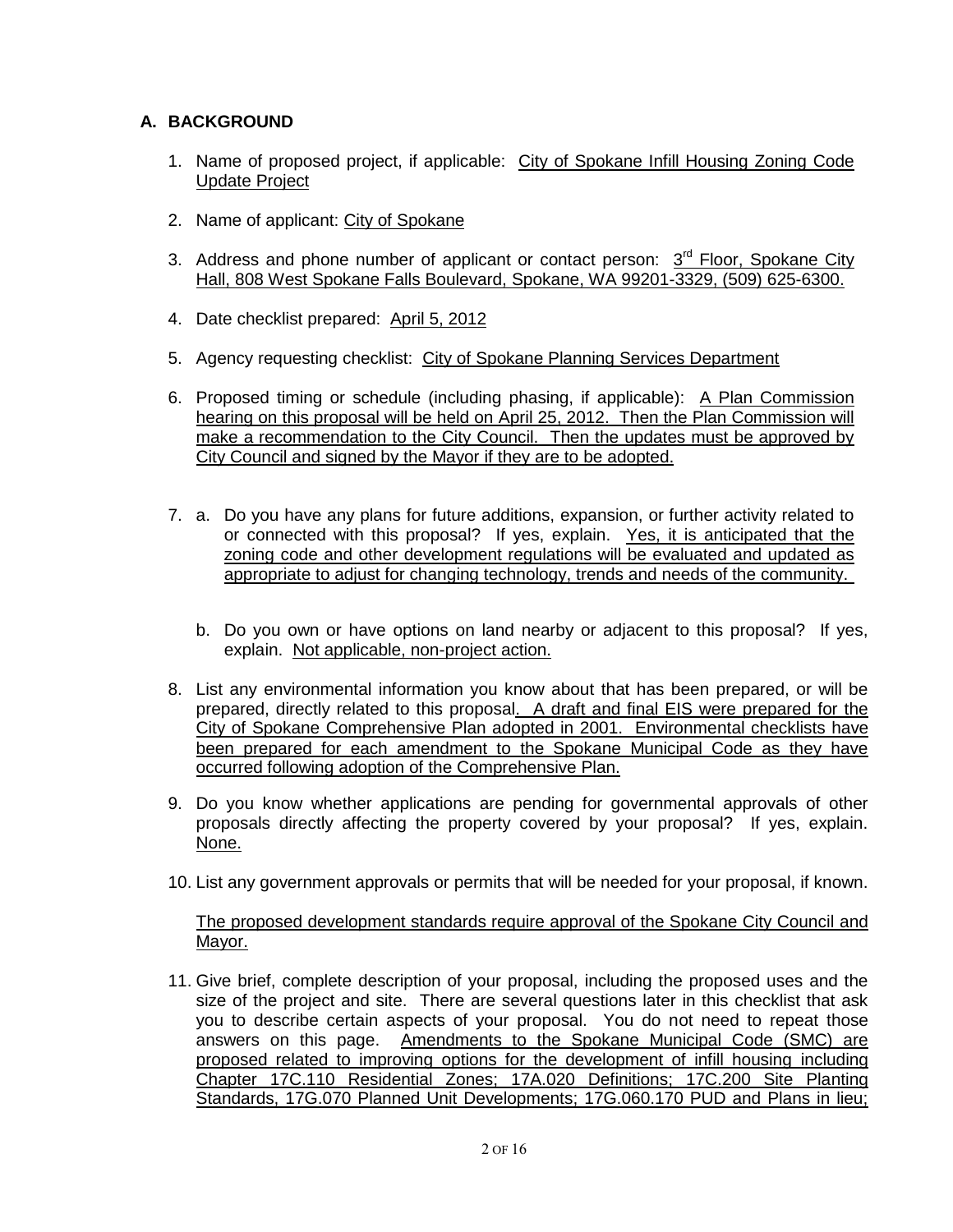## A. BACKGROUND

1. Name of proposed project, if applicable: City of Spokane Infill Housing Zoning Code Update Project

2. Name of applicant: City of Spokane

3. Address and phone number of applicant or contact person: 3rd Floor, Spokane City Hall, 808 West Spokane Falls Boulevard, Spokane, WA 99201-3329, (509) 625-6300.

4. Date checklist prepared: April 5, 2012

5. Agency requesting checklist: City of Spokane Planning Services Department

6. Proposed timing or schedule (including phasing, if applicable): A Plan Commission hearing on this proposal will be held on April 25, 2012. Then the Plan Commission will make a recommendation to the City Council. Then the updates must be approved by City Council and signed by the Mayor if they are to be adopted.

7. a. Do you have any plans for future additions, expansion, or further activity related to or connected with this proposal? If yes, explain. Yes, it is anticipated that the zoning code and other development regulations will be evaluated and updated as appropriate to adjust for changing technology, trends and needs of the community.

   b. Do you own or have options on land nearby or adjacent to this proposal? If yes, explain. Not applicable, non-project action.

8. List any environmental information you know about that has been prepared, or will be prepared, directly related to this proposal. A draft and final EIS were prepared for the City of Spokane Comprehensive Plan adopted in 2001. Environmental checklists have been prepared for each amendment to the Spokane Municipal Code as they have occurred following adoption of the Comprehensive Plan.

9. Do you know whether applications are pending for governmental approvals of other proposals directly affecting the property covered by your proposal? If yes, explain. None.

10. List any government approvals or permits that will be needed for your proposal, if known.

    The proposed development standards require approval of the Spokane City Council and Mayor.

11. Give brief, complete description of your proposal, including the proposed uses and the size of the project and site. There are several questions later in this checklist that ask you to describe certain aspects of your proposal. You do not need to repeat those answers on this page. Amendments to the Spokane Municipal Code (SMC) are proposed related to improving options for the development of infill housing including Chapter 17C.110 Residential Zones; 17A.020 Definitions; 17C.200 Site Planting Standards, 17G.070 Planned Unit Developments; 17G.060.170 PUD and Plans in lieu;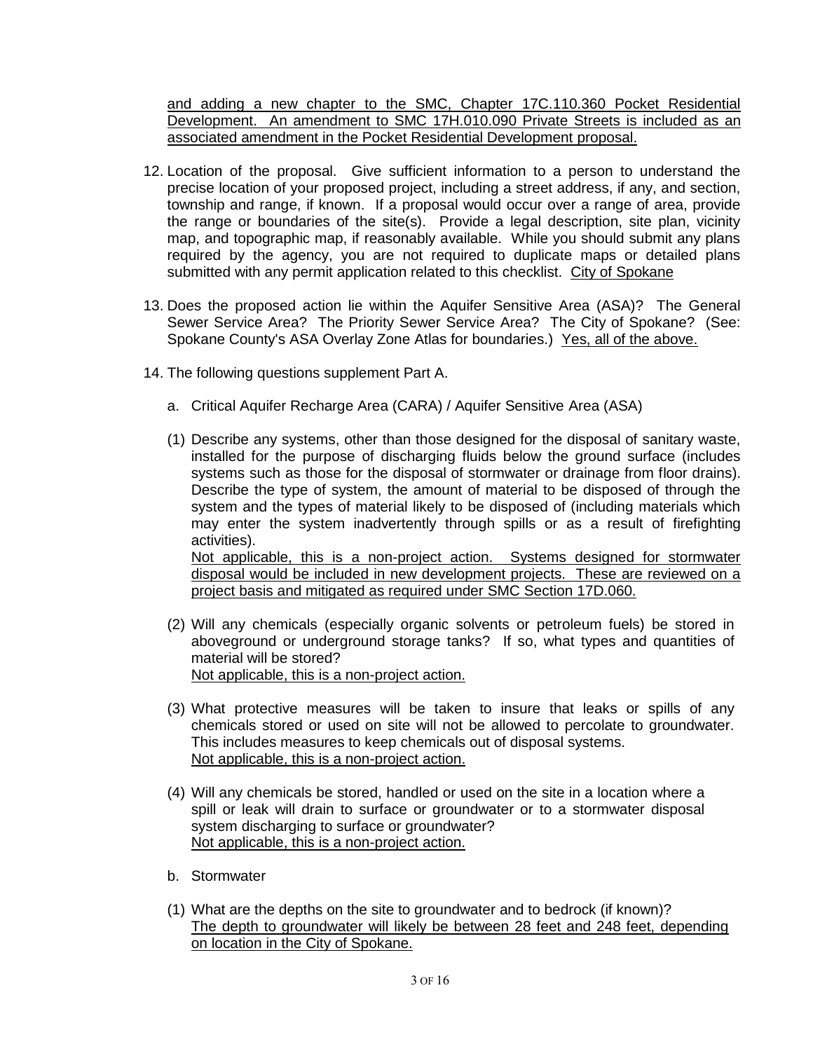and adding a new chapter to the SMC, Chapter 17C.110.360 Pocket Residential Development. An amendment to SMC 17H.010.090 Private Streets is included as an associated amendment in the Pocket Residential Development proposal.

12. Location of the proposal. Give sufficient information to a person to understand the precise location of your proposed project, including a street address, if any, and section, township and range, if known. If a proposal would occur over a range of area, provide the range or boundaries of the site(s). Provide a legal description, site plan, vicinity map, and topographic map, if reasonably available. While you should submit any plans required by the agency, you are not required to duplicate maps or detailed plans submitted with any permit application related to this checklist. City of Spokane

13. Does the proposed action lie within the Aquifer Sensitive Area (ASA)? The General Sewer Service Area? The Priority Sewer Service Area? The City of Spokane? (See: Spokane County's ASA Overlay Zone Atlas for boundaries.) Yes, all of the above.

14. The following questions supplement Part A.

    a. Critical Aquifer Recharge Area (CARA) / Aquifer Sensitive Area (ASA)

    (1) Describe any systems, other than those designed for the disposal of sanitary waste, installed for the purpose of discharging fluids below the ground surface (includes systems such as those for the disposal of stormwater or drainage from floor drains). Describe the type of system, the amount of material to be disposed of through the system and the types of material likely to be disposed of (including materials which may enter the system inadvertently through spills or as a result of firefighting activities).
    Not applicable, this is a non-project action. Systems designed for stormwater disposal would be included in new development projects. These are reviewed on a project basis and mitigated as required under SMC Section 17D.060.

    (2) Will any chemicals (especially organic solvents or petroleum fuels) be stored in aboveground or underground storage tanks? If so, what types and quantities of material will be stored?
    Not applicable, this is a non-project action.

    (3) What protective measures will be taken to insure that leaks or spills of any chemicals stored or used on site will not be allowed to percolate to groundwater. This includes measures to keep chemicals out of disposal systems.
    Not applicable, this is a non-project action.

    (4) Will any chemicals be stored, handled or used on the site in a location where a spill or leak will drain to surface or groundwater or to a stormwater disposal system discharging to surface or groundwater?
    Not applicable, this is a non-project action.

    b. Stormwater

    (1) What are the depths on the site to groundwater and to bedrock (if known)?
    The depth to groundwater will likely be between 28 feet and 248 feet, depending on location in the City of Spokane.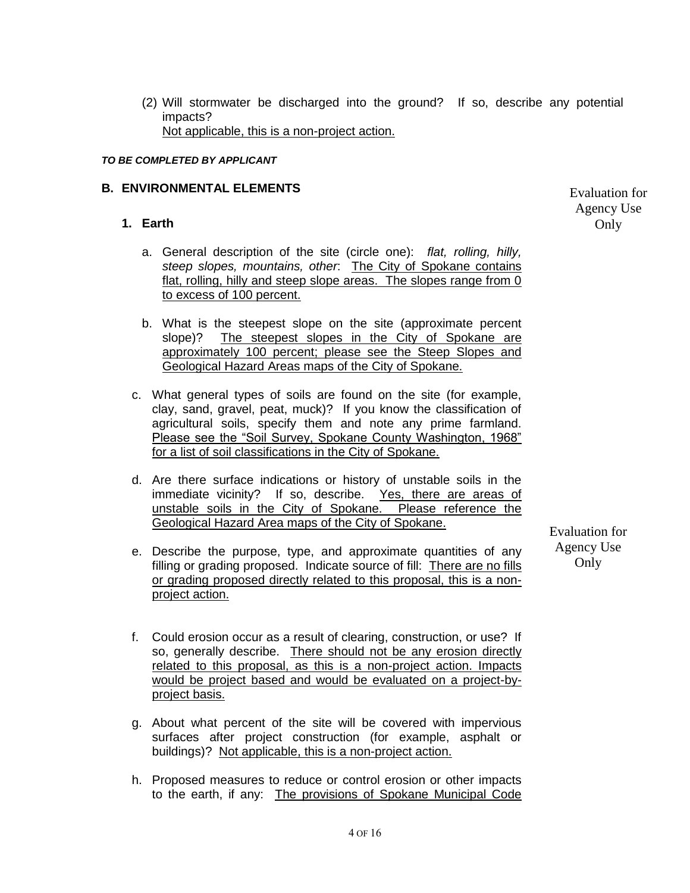(2) Will stormwater be discharged into the ground? If so, describe any potential impacts?
Not applicable, this is a non-project action.

***TO BE COMPLETED BY APPLICANT***

## B. ENVIRONMENTAL ELEMENTS

Evaluation for Agency Use Only

### 1. Earth

a. General description of the site (circle one): *flat, rolling, hilly, steep slopes, mountains, other*: The City of Spokane contains flat, rolling, hilly and steep slope areas. The slopes range from 0 to excess of 100 percent.

b. What is the steepest slope on the site (approximate percent slope)? The steepest slopes in the City of Spokane are approximately 100 percent; please see the Steep Slopes and Geological Hazard Areas maps of the City of Spokane.

c. What general types of soils are found on the site (for example, clay, sand, gravel, peat, muck)? If you know the classification of agricultural soils, specify them and note any prime farmland. Please see the "Soil Survey, Spokane County Washington, 1968" for a list of soil classifications in the City of Spokane.

d. Are there surface indications or history of unstable soils in the immediate vicinity? If so, describe. Yes, there are areas of unstable soils in the City of Spokane. Please reference the Geological Hazard Area maps of the City of Spokane.

Evaluation for Agency Use Only

e. Describe the purpose, type, and approximate quantities of any filling or grading proposed. Indicate source of fill: There are no fills or grading proposed directly related to this proposal, this is a non-project action.

f. Could erosion occur as a result of clearing, construction, or use? If so, generally describe. There should not be any erosion directly related to this proposal, as this is a non-project action. Impacts would be project based and would be evaluated on a project-by-project basis.

g. About what percent of the site will be covered with impervious surfaces after project construction (for example, asphalt or buildings)? Not applicable, this is a non-project action.

h. Proposed measures to reduce or control erosion or other impacts to the earth, if any: The provisions of Spokane Municipal Code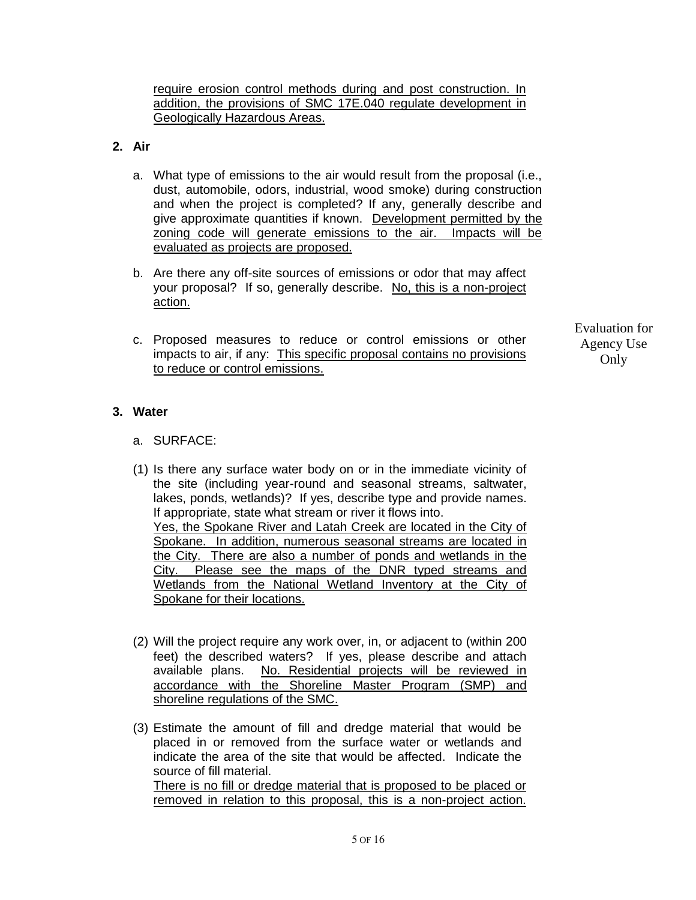require erosion control methods during and post construction. In addition, the provisions of SMC 17E.040 regulate development in Geologically Hazardous Areas.

**2. Air**

a. What type of emissions to the air would result from the proposal (i.e., dust, automobile, odors, industrial, wood smoke) during construction and when the project is completed? If any, generally describe and give approximate quantities if known. Development permitted by the zoning code will generate emissions to the air. Impacts will be evaluated as projects are proposed.

b. Are there any off-site sources of emissions or odor that may affect your proposal? If so, generally describe. No, this is a non-project action.

c. Proposed measures to reduce or control emissions or other impacts to air, if any: This specific proposal contains no provisions to reduce or control emissions.

Evaluation for Agency Use Only

**3. Water**

a. SURFACE:

(1) Is there any surface water body on or in the immediate vicinity of the site (including year-round and seasonal streams, saltwater, lakes, ponds, wetlands)? If yes, describe type and provide names. If appropriate, state what stream or river it flows into.
Yes, the Spokane River and Latah Creek are located in the City of Spokane. In addition, numerous seasonal streams are located in the City. There are also a number of ponds and wetlands in the City. Please see the maps of the DNR typed streams and Wetlands from the National Wetland Inventory at the City of Spokane for their locations.

(2) Will the project require any work over, in, or adjacent to (within 200 feet) the described waters? If yes, please describe and attach available plans. No. Residential projects will be reviewed in accordance with the Shoreline Master Program (SMP) and shoreline regulations of the SMC.

(3) Estimate the amount of fill and dredge material that would be placed in or removed from the surface water or wetlands and indicate the area of the site that would be affected. Indicate the source of fill material.
There is no fill or dredge material that is proposed to be placed or removed in relation to this proposal, this is a non-project action.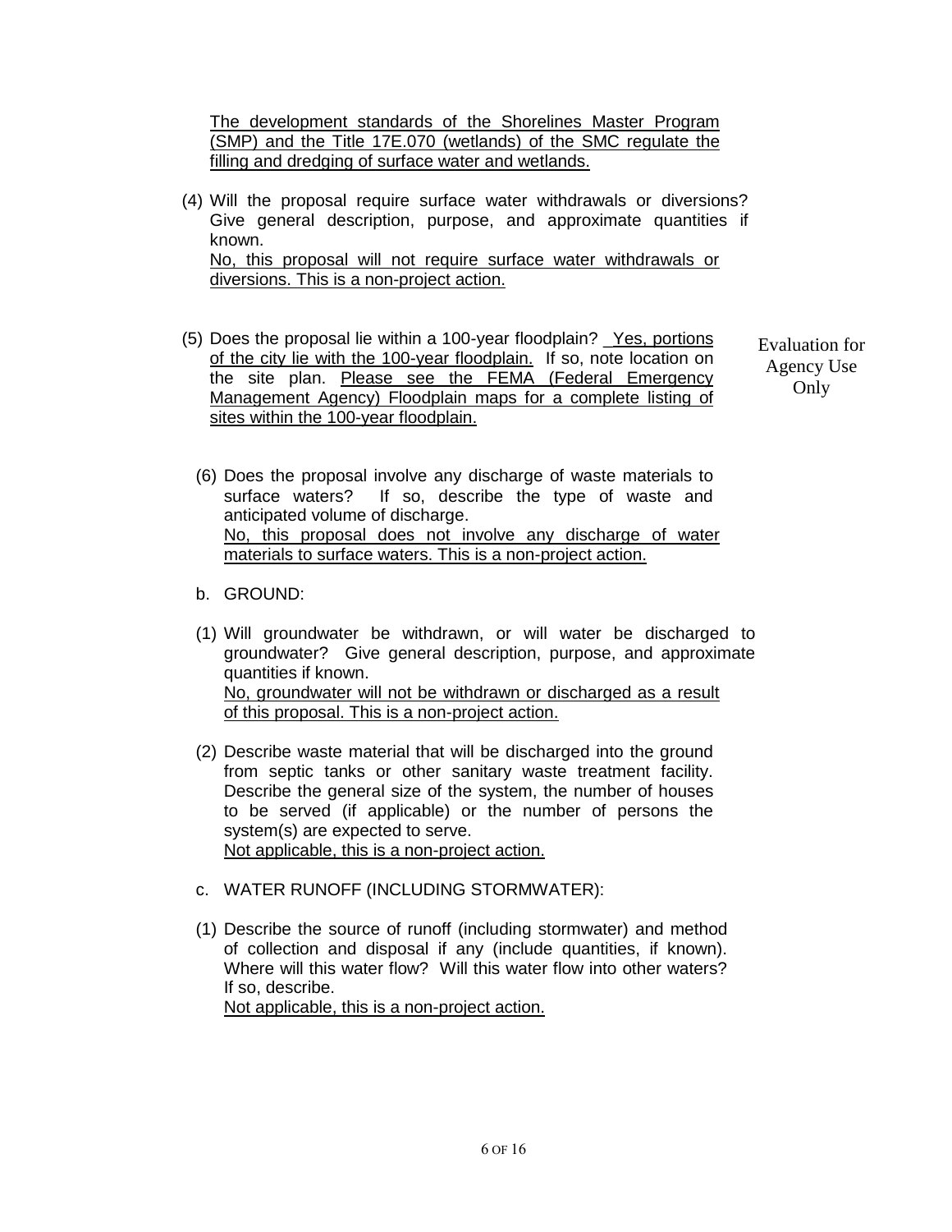The development standards of the Shorelines Master Program (SMP) and the Title 17E.070 (wetlands) of the SMC regulate the filling and dredging of surface water and wetlands.

(4) Will the proposal require surface water withdrawals or diversions? Give general description, purpose, and approximate quantities if known.
No, this proposal will not require surface water withdrawals or diversions. This is a non-project action.

(5) Does the proposal lie within a 100-year floodplain? Yes, portions of the city lie with the 100-year floodplain. If so, note location on the site plan. Please see the FEMA (Federal Emergency Management Agency) Floodplain maps for a complete listing of sites within the 100-year floodplain.

Evaluation for Agency Use Only

(6) Does the proposal involve any discharge of waste materials to surface waters? If so, describe the type of waste and anticipated volume of discharge.
No, this proposal does not involve any discharge of water materials to surface waters. This is a non-project action.

b. GROUND:

(1) Will groundwater be withdrawn, or will water be discharged to groundwater? Give general description, purpose, and approximate quantities if known.
No, groundwater will not be withdrawn or discharged as a result of this proposal. This is a non-project action.

(2) Describe waste material that will be discharged into the ground from septic tanks or other sanitary waste treatment facility. Describe the general size of the system, the number of houses to be served (if applicable) or the number of persons the system(s) are expected to serve.
Not applicable, this is a non-project action.

c. WATER RUNOFF (INCLUDING STORMWATER):

(1) Describe the source of runoff (including stormwater) and method of collection and disposal if any (include quantities, if known). Where will this water flow? Will this water flow into other waters? If so, describe.
Not applicable, this is a non-project action.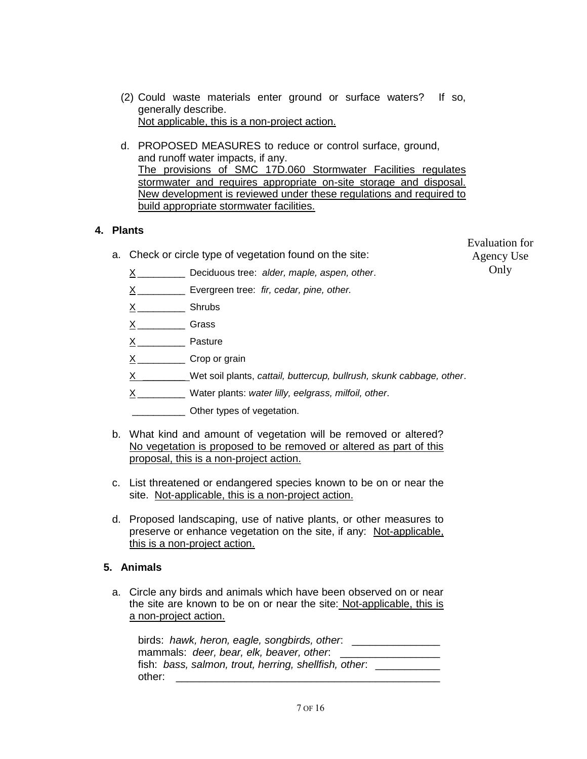(2) Could waste materials enter ground or surface waters? If so, generally describe.
Not applicable, this is a non-project action.

d. PROPOSED MEASURES to reduce or control surface, ground, and runoff water impacts, if any.
The provisions of SMC 17D.060 Stormwater Facilities regulates stormwater and requires appropriate on-site storage and disposal. New development is reviewed under these regulations and required to build appropriate stormwater facilities.

**4. Plants**

Evaluation for Agency Use Only

a. Check or circle type of vegetation found on the site:

X _________ Deciduous tree: *alder, maple, aspen, other*.

X _________ Evergreen tree: *fir, cedar, pine, other.*

X _________ Shrubs

X _________ Grass

X _________ Pasture

X _________ Crop or grain

X _________ Wet soil plants, *cattail, buttercup, bullrush, skunk cabbage, other*.

X _________ Water plants: *water lilly, eelgrass, milfoil, other*.

__________ Other types of vegetation.

b. What kind and amount of vegetation will be removed or altered? No vegetation is proposed to be removed or altered as part of this proposal, this is a non-project action.

c. List threatened or endangered species known to be on or near the site. Not-applicable, this is a non-project action.

d. Proposed landscaping, use of native plants, or other measures to preserve or enhance vegetation on the site, if any: Not-applicable, this is a non-project action.

**5. Animals**

a. Circle any birds and animals which have been observed on or near the site are known to be on or near the site: Not-applicable, this is a non-project action.

birds: *hawk, heron, eagle, songbirds, other*: _______________
mammals: *deer, bear, elk, beaver, other*: _________________
fish: *bass, salmon, trout, herring, shellfish, other*: ___________
other: ______________________________________________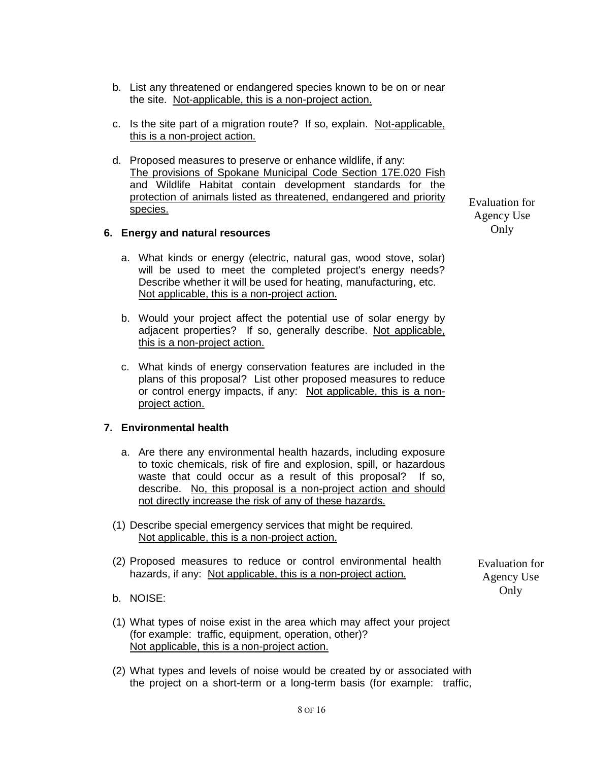b. List any threatened or endangered species known to be on or near the site. Not-applicable, this is a non-project action.

c. Is the site part of a migration route? If so, explain. Not-applicable, this is a non-project action.

d. Proposed measures to preserve or enhance wildlife, if any: The provisions of Spokane Municipal Code Section 17E.020 Fish and Wildlife Habitat contain development standards for the protection of animals listed as threatened, endangered and priority species.

Evaluation for Agency Use Only

**6. Energy and natural resources**

a. What kinds or energy (electric, natural gas, wood stove, solar) will be used to meet the completed project's energy needs? Describe whether it will be used for heating, manufacturing, etc. Not applicable, this is a non-project action.

b. Would your project affect the potential use of solar energy by adjacent properties? If so, generally describe. Not applicable, this is a non-project action.

c. What kinds of energy conservation features are included in the plans of this proposal? List other proposed measures to reduce or control energy impacts, if any: Not applicable, this is a non-project action.

**7. Environmental health**

a. Are there any environmental health hazards, including exposure to toxic chemicals, risk of fire and explosion, spill, or hazardous waste that could occur as a result of this proposal? If so, describe. No, this proposal is a non-project action and should not directly increase the risk of any of these hazards.

(1) Describe special emergency services that might be required. Not applicable, this is a non-project action.

(2) Proposed measures to reduce or control environmental health hazards, if any: Not applicable, this is a non-project action.

Evaluation for Agency Use Only

b. NOISE:

(1) What types of noise exist in the area which may affect your project (for example: traffic, equipment, operation, other)? Not applicable, this is a non-project action.

(2) What types and levels of noise would be created by or associated with the project on a short-term or a long-term basis (for example: traffic,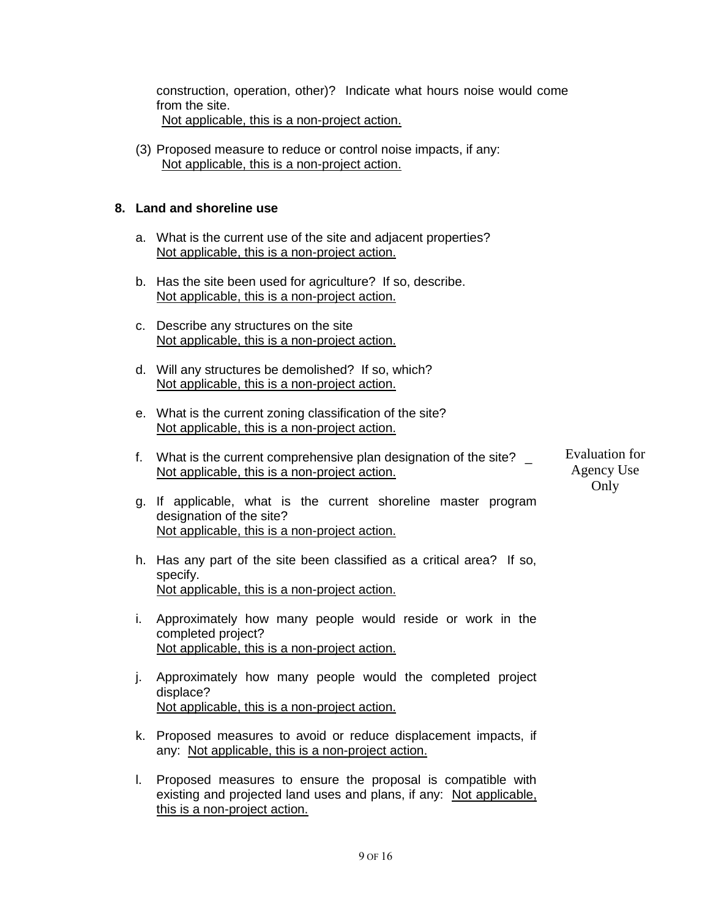construction, operation, other)? Indicate what hours noise would come from the site.
Not applicable, this is a non-project action.

(3) Proposed measure to reduce or control noise impacts, if any:
Not applicable, this is a non-project action.

**8. Land and shoreline use**

a. What is the current use of the site and adjacent properties?
Not applicable, this is a non-project action.

b. Has the site been used for agriculture? If so, describe.
Not applicable, this is a non-project action.

c. Describe any structures on the site
Not applicable, this is a non-project action.

d. Will any structures be demolished? If so, which?
Not applicable, this is a non-project action.

e. What is the current zoning classification of the site?
Not applicable, this is a non-project action.

f. What is the current comprehensive plan designation of the site? _
Not applicable, this is a non-project action.

Evaluation for Agency Use Only

g. If applicable, what is the current shoreline master program designation of the site?
Not applicable, this is a non-project action.

h. Has any part of the site been classified as a critical area? If so, specify.
Not applicable, this is a non-project action.

i. Approximately how many people would reside or work in the completed project?
Not applicable, this is a non-project action.

j. Approximately how many people would the completed project displace?
Not applicable, this is a non-project action.

k. Proposed measures to avoid or reduce displacement impacts, if any: Not applicable, this is a non-project action.

l. Proposed measures to ensure the proposal is compatible with existing and projected land uses and plans, if any: Not applicable, this is a non-project action.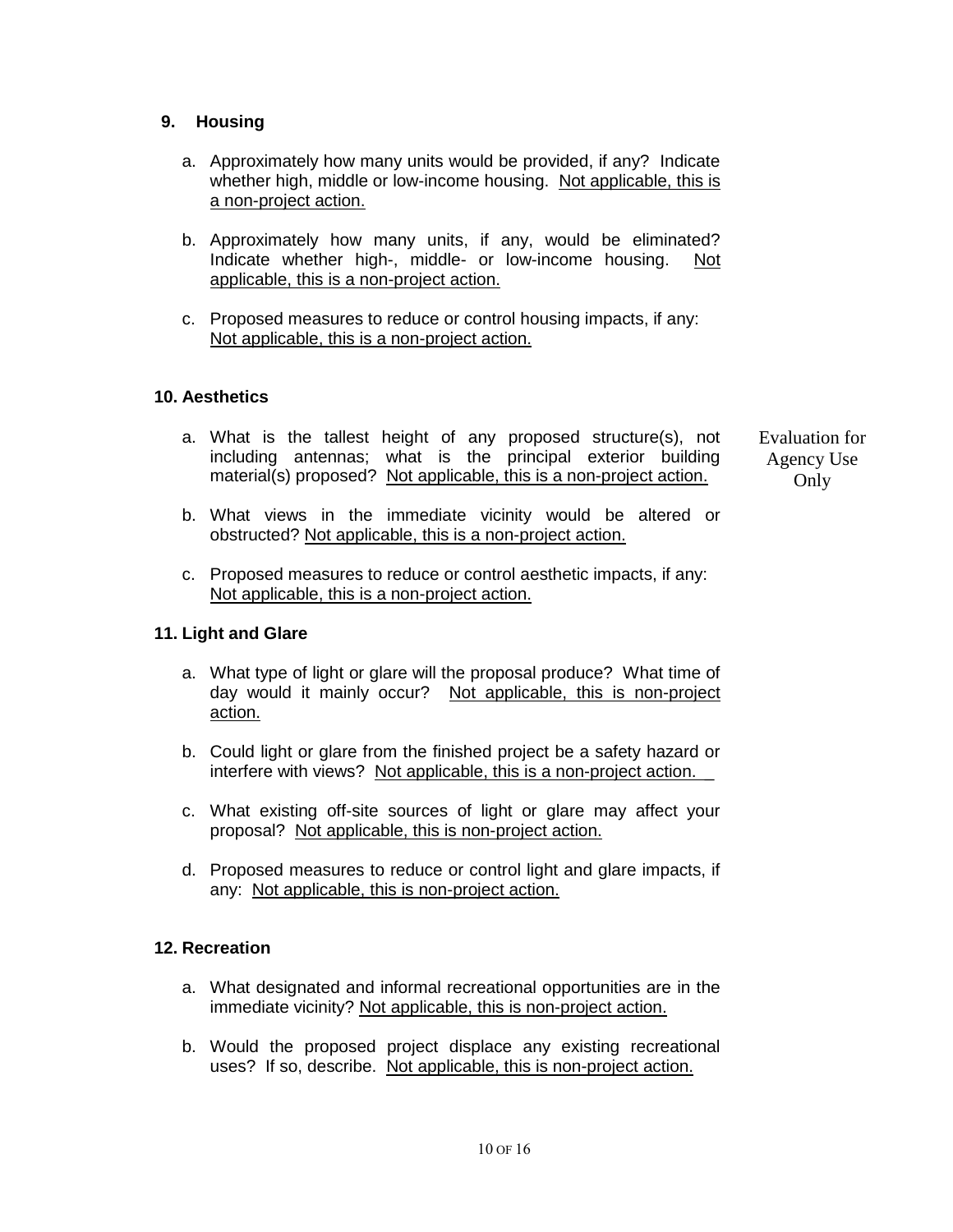## 9. Housing

a. Approximately how many units would be provided, if any? Indicate whether high, middle or low-income housing. Not applicable, this is a non-project action.

b. Approximately how many units, if any, would be eliminated? Indicate whether high-, middle- or low-income housing. Not applicable, this is a non-project action.

c. Proposed measures to reduce or control housing impacts, if any: Not applicable, this is a non-project action.

## 10. Aesthetics

Evaluation for Agency Use Only

a. What is the tallest height of any proposed structure(s), not including antennas; what is the principal exterior building material(s) proposed? Not applicable, this is a non-project action.

b. What views in the immediate vicinity would be altered or obstructed? Not applicable, this is a non-project action.

c. Proposed measures to reduce or control aesthetic impacts, if any: Not applicable, this is a non-project action.

## 11. Light and Glare

a. What type of light or glare will the proposal produce? What time of day would it mainly occur? Not applicable, this is non-project action.

b. Could light or glare from the finished project be a safety hazard or interfere with views? Not applicable, this is a non-project action.

c. What existing off-site sources of light or glare may affect your proposal? Not applicable, this is non-project action.

d. Proposed measures to reduce or control light and glare impacts, if any: Not applicable, this is non-project action.

## 12. Recreation

a. What designated and informal recreational opportunities are in the immediate vicinity? Not applicable, this is non-project action.

b. Would the proposed project displace any existing recreational uses? If so, describe. Not applicable, this is non-project action.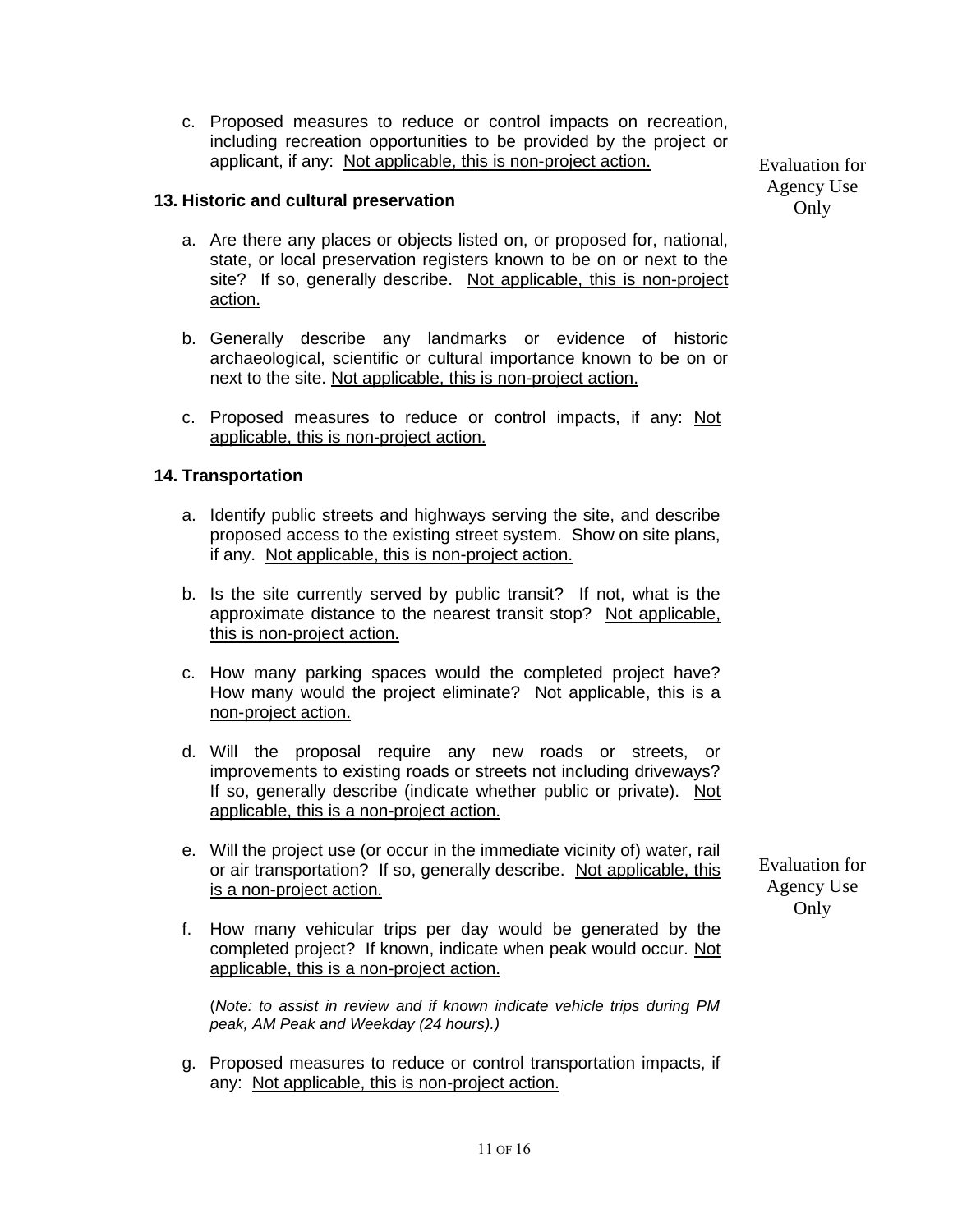c. Proposed measures to reduce or control impacts on recreation, including recreation opportunities to be provided by the project or applicant, if any: Not applicable, this is non-project action.

Evaluation for Agency Use Only

**13. Historic and cultural preservation**

a. Are there any places or objects listed on, or proposed for, national, state, or local preservation registers known to be on or next to the site? If so, generally describe. Not applicable, this is non-project action.

b. Generally describe any landmarks or evidence of historic archaeological, scientific or cultural importance known to be on or next to the site. Not applicable, this is non-project action.

c. Proposed measures to reduce or control impacts, if any: Not applicable, this is non-project action.

**14. Transportation**

a. Identify public streets and highways serving the site, and describe proposed access to the existing street system. Show on site plans, if any. Not applicable, this is non-project action.

b. Is the site currently served by public transit? If not, what is the approximate distance to the nearest transit stop? Not applicable, this is non-project action.

c. How many parking spaces would the completed project have? How many would the project eliminate? Not applicable, this is a non-project action.

d. Will the proposal require any new roads or streets, or improvements to existing roads or streets not including driveways? If so, generally describe (indicate whether public or private). Not applicable, this is a non-project action.

e. Will the project use (or occur in the immediate vicinity of) water, rail or air transportation? If so, generally describe. Not applicable, this is a non-project action.

Evaluation for Agency Use Only

f. How many vehicular trips per day would be generated by the completed project? If known, indicate when peak would occur. Not applicable, this is a non-project action.

(*Note: to assist in review and if known indicate vehicle trips during PM peak, AM Peak and Weekday (24 hours).)*

g. Proposed measures to reduce or control transportation impacts, if any: Not applicable, this is non-project action.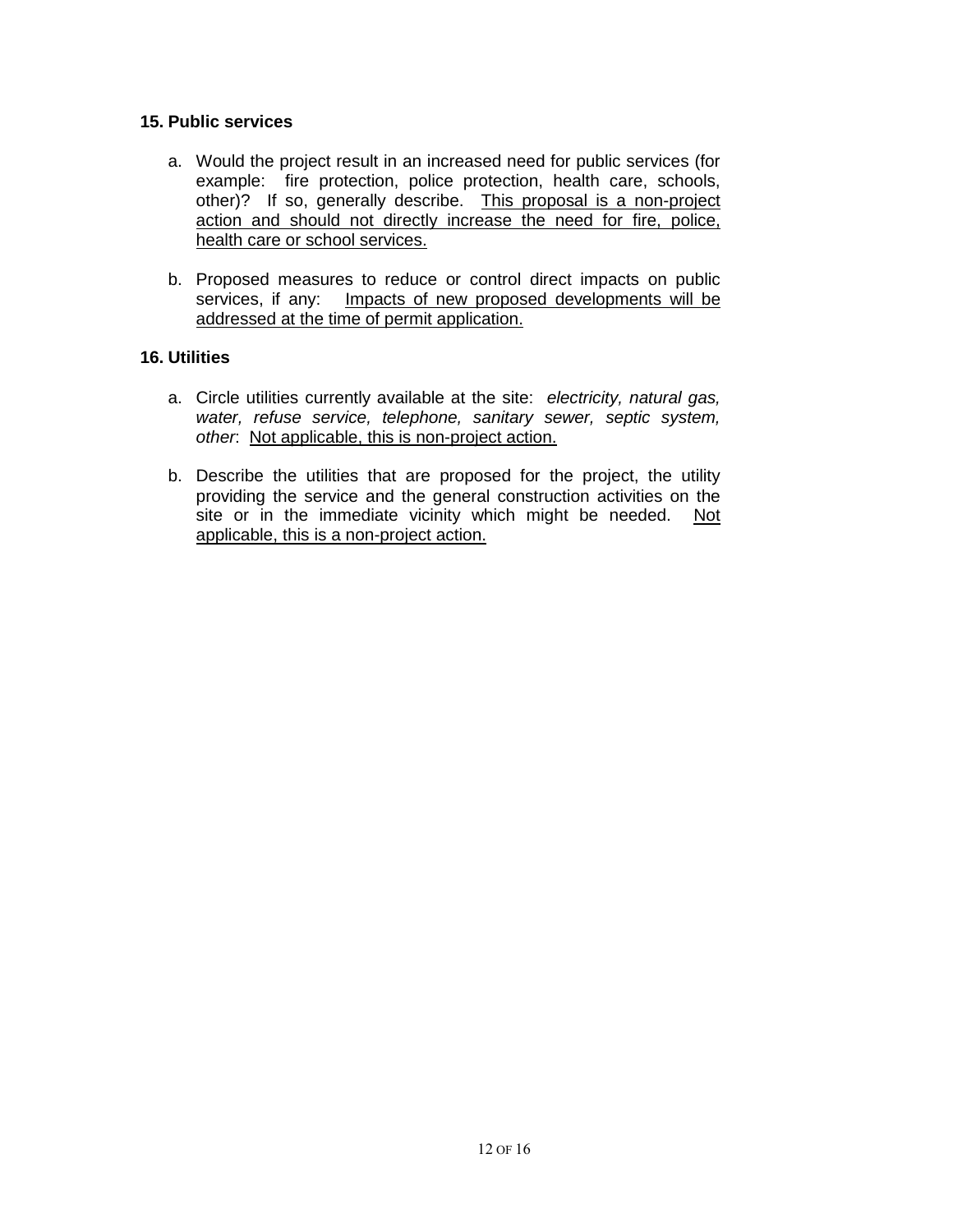### 15. Public services

a. Would the project result in an increased need for public services (for example: fire protection, police protection, health care, schools, other)? If so, generally describe. <u>This proposal is a non-project action and should not directly increase the need for fire, police, health care or school services.</u>

b. Proposed measures to reduce or control direct impacts on public services, if any: <u>Impacts of new proposed developments will be addressed at the time of permit application.</u>

### 16. Utilities

a. Circle utilities currently available at the site: *electricity, natural gas, water, refuse service, telephone, sanitary sewer, septic system, other*: <u>Not applicable, this is non-project action.</u>

b. Describe the utilities that are proposed for the project, the utility providing the service and the general construction activities on the site or in the immediate vicinity which might be needed. <u>Not applicable, this is a non-project action.</u>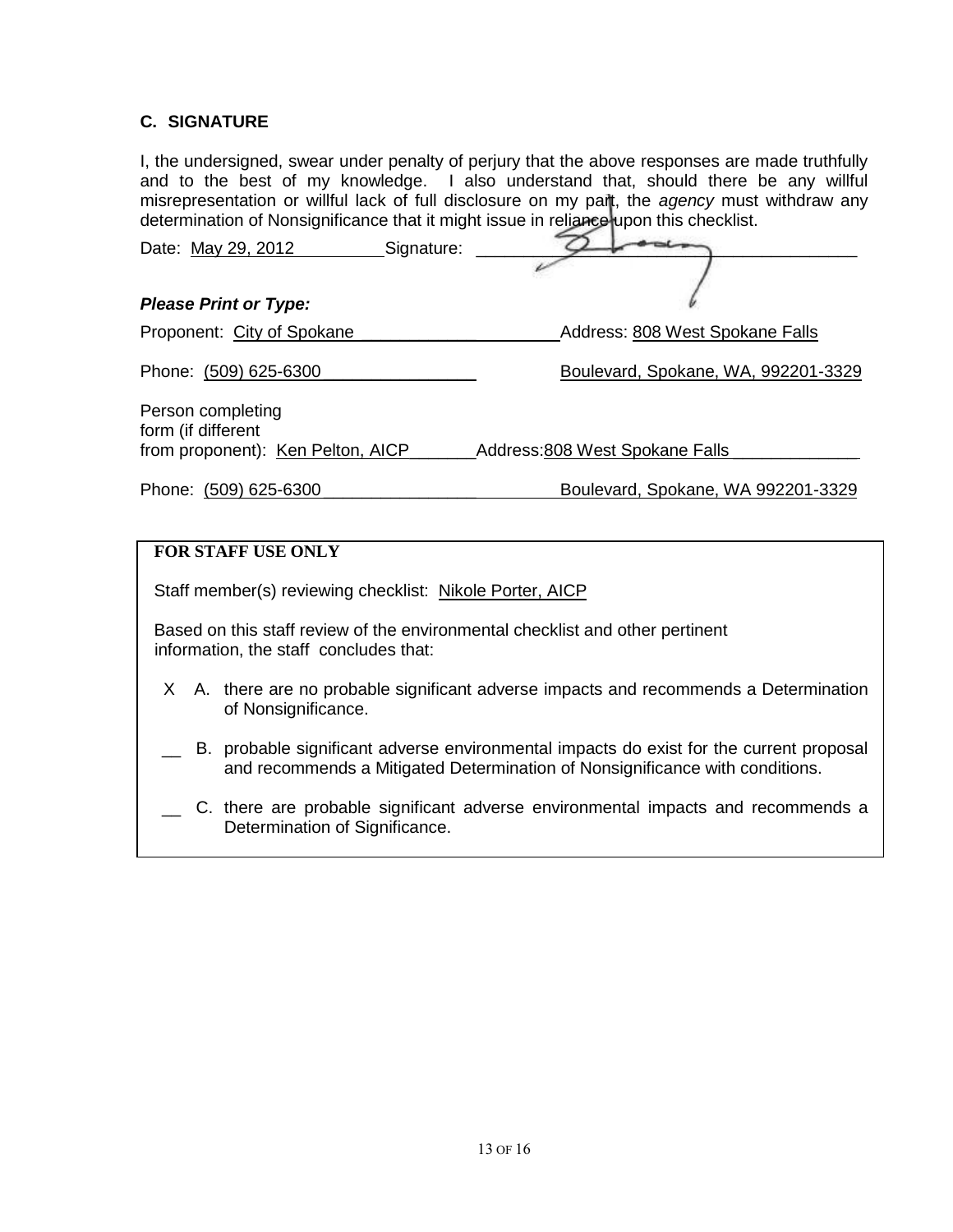## C. SIGNATURE

I, the undersigned, swear under penalty of perjury that the above responses are made truthfully and to the best of my knowledge. I also understand that, should there be any willful misrepresentation or willful lack of full disclosure on my part, the *agency* must withdraw any determination of Nonsignificance that it might issue in reliance upon this checklist.

Date: May 29, 2012 Signature: ____________________

***Please Print or Type:***

Proponent: City of Spokane Address: 808 West Spokane Falls Boulevard, Spokane, WA, 992201-3329

Phone: (509) 625-6300

Person completing form (if different from proponent): Ken Pelton, AICP Address: 808 West Spokane Falls Boulevard, Spokane, WA 992201-3329

Phone: (509) 625-6300

---

**FOR STAFF USE ONLY**

Staff member(s) reviewing checklist: Nikole Porter, AICP

Based on this staff review of the environmental checklist and other pertinent information, the staff concludes that:

X A. there are no probable significant adverse impacts and recommends a Determination of Nonsignificance.

__ B. probable significant adverse environmental impacts do exist for the current proposal and recommends a Mitigated Determination of Nonsignificance with conditions.

__ C. there are probable significant adverse environmental impacts and recommends a Determination of Significance.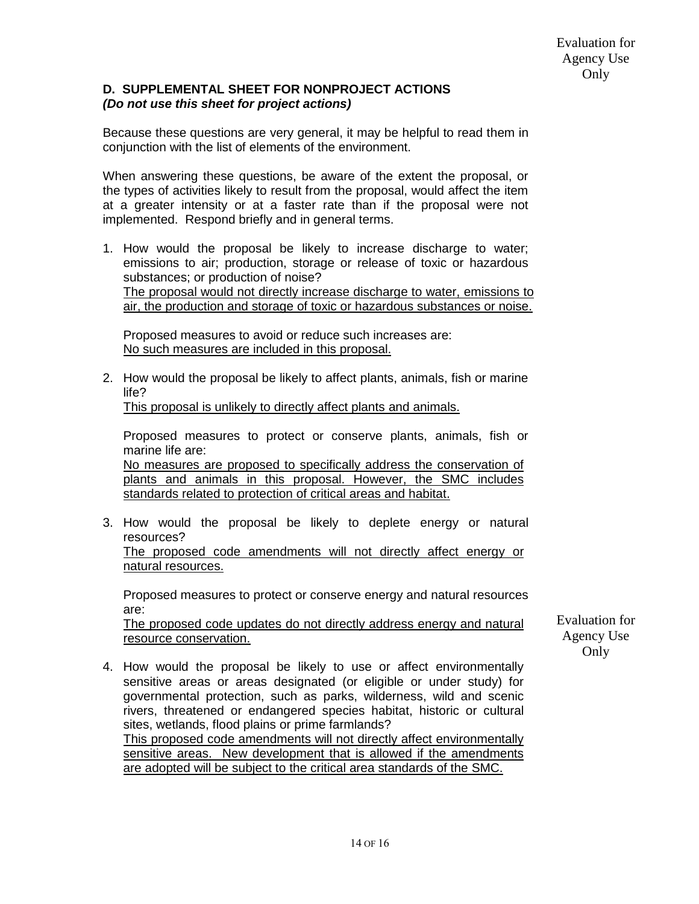Evaluation for Agency Use Only

## D. SUPPLEMENTAL SHEET FOR NONPROJECT ACTIONS

***(Do not use this sheet for project actions)***

Because these questions are very general, it may be helpful to read them in conjunction with the list of elements of the environment.

When answering these questions, be aware of the extent the proposal, or the types of activities likely to result from the proposal, would affect the item at a greater intensity or at a faster rate than if the proposal were not implemented. Respond briefly and in general terms.

1. How would the proposal be likely to increase discharge to water; emissions to air; production, storage or release of toxic or hazardous substances; or production of noise?
   The proposal would not directly increase discharge to water, emissions to air, the production and storage of toxic or hazardous substances or noise.

   Proposed measures to avoid or reduce such increases are:
   No such measures are included in this proposal.

2. How would the proposal be likely to affect plants, animals, fish or marine life?
   This proposal is unlikely to directly affect plants and animals.

   Proposed measures to protect or conserve plants, animals, fish or marine life are:
   No measures are proposed to specifically address the conservation of plants and animals in this proposal. However, the SMC includes standards related to protection of critical areas and habitat.

3. How would the proposal be likely to deplete energy or natural resources?
   The proposed code amendments will not directly affect energy or natural resources.

   Proposed measures to protect or conserve energy and natural resources are:
   The proposed code updates do not directly address energy and natural resource conservation.

Evaluation for Agency Use Only

4. How would the proposal be likely to use or affect environmentally sensitive areas or areas designated (or eligible or under study) for governmental protection, such as parks, wilderness, wild and scenic rivers, threatened or endangered species habitat, historic or cultural sites, wetlands, flood plains or prime farmlands?
   This proposed code amendments will not directly affect environmentally sensitive areas. New development that is allowed if the amendments are adopted will be subject to the critical area standards of the SMC.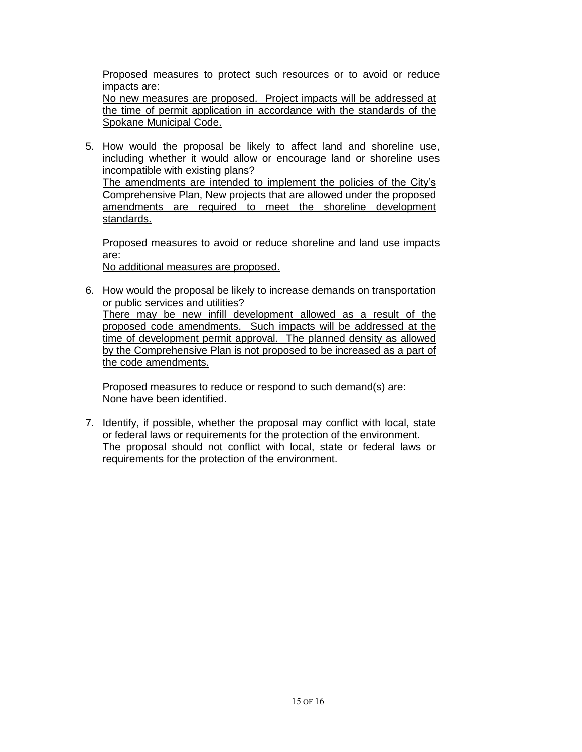Proposed measures to protect such resources or to avoid or reduce impacts are:
No new measures are proposed. Project impacts will be addressed at the time of permit application in accordance with the standards of the Spokane Municipal Code.

5. How would the proposal be likely to affect land and shoreline use, including whether it would allow or encourage land or shoreline uses incompatible with existing plans?
   The amendments are intended to implement the policies of the City's Comprehensive Plan, New projects that are allowed under the proposed amendments are required to meet the shoreline development standards.

   Proposed measures to avoid or reduce shoreline and land use impacts are:
   No additional measures are proposed.

6. How would the proposal be likely to increase demands on transportation or public services and utilities?
   There may be new infill development allowed as a result of the proposed code amendments. Such impacts will be addressed at the time of development permit approval. The planned density as allowed by the Comprehensive Plan is not proposed to be increased as a part of the code amendments.

   Proposed measures to reduce or respond to such demand(s) are:
   None have been identified.

7. Identify, if possible, whether the proposal may conflict with local, state or federal laws or requirements for the protection of the environment.
   The proposal should not conflict with local, state or federal laws or requirements for the protection of the environment.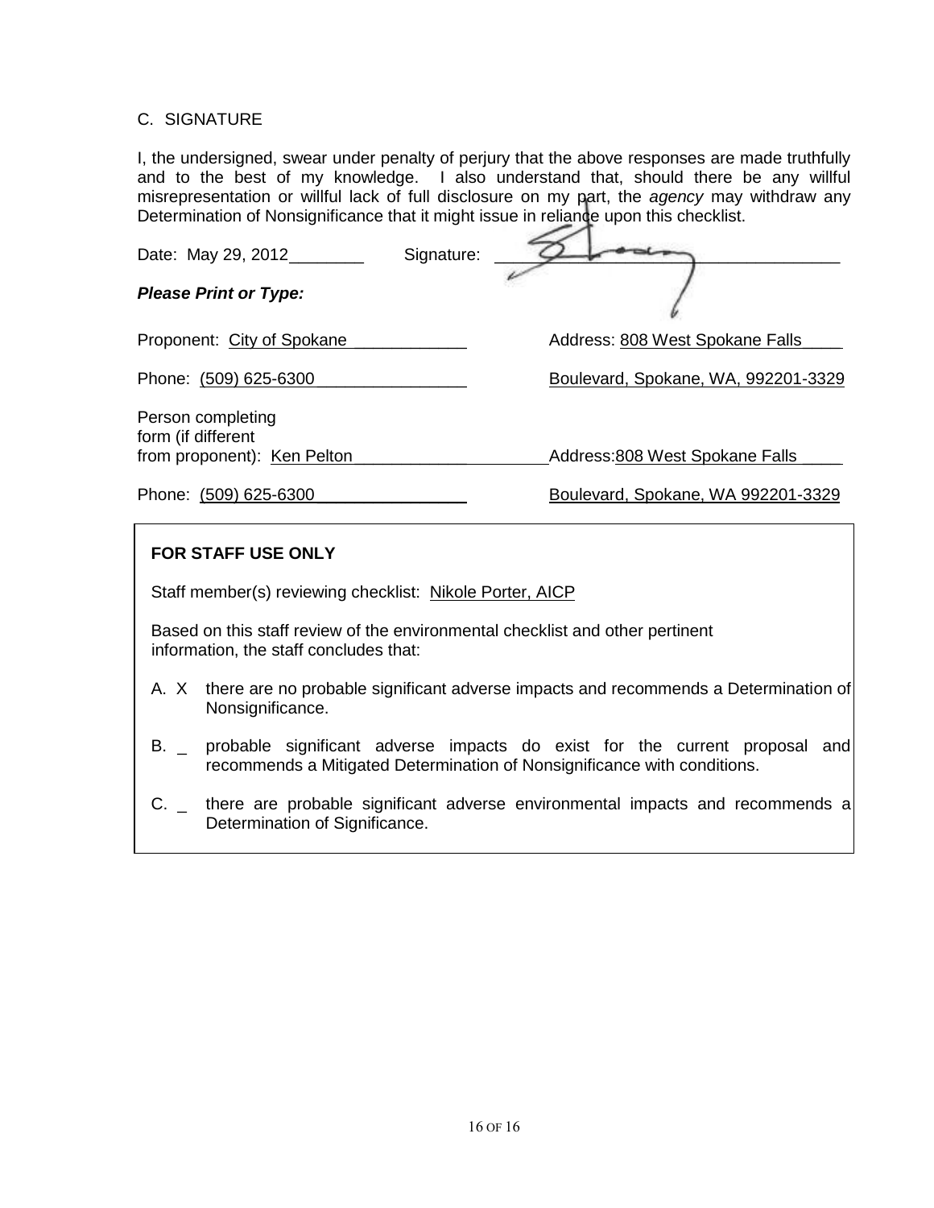## C. SIGNATURE

I, the undersigned, swear under penalty of perjury that the above responses are made truthfully and to the best of my knowledge. I also understand that, should there be any willful misrepresentation or willful lack of full disclosure on my part, the *agency* may withdraw any Determination of Nonsignificance that it might issue in reliance upon this checklist.

Date: May 29, 2012________ Signature: ________________________________

***Please Print or Type:***

Proponent: City of Spokane ____________ Address: 808 West Spokane Falls ____

Phone: (509) 625-6300________________ Boulevard, Spokane, WA, 992201-3329

Person completing form (if different from proponent): Ken Pelton____________________ Address:808 West Spokane Falls ____

Phone: (509) 625-6300________________ Boulevard, Spokane, WA 992201-3329

**FOR STAFF USE ONLY**

Staff member(s) reviewing checklist: Nikole Porter, AICP

Based on this staff review of the environmental checklist and other pertinent information, the staff concludes that:

A. X there are no probable significant adverse impacts and recommends a Determination of Nonsignificance.

B. _ probable significant adverse impacts do exist for the current proposal and recommends a Mitigated Determination of Nonsignificance with conditions.

C. _ there are probable significant adverse environmental impacts and recommends a Determination of Significance.